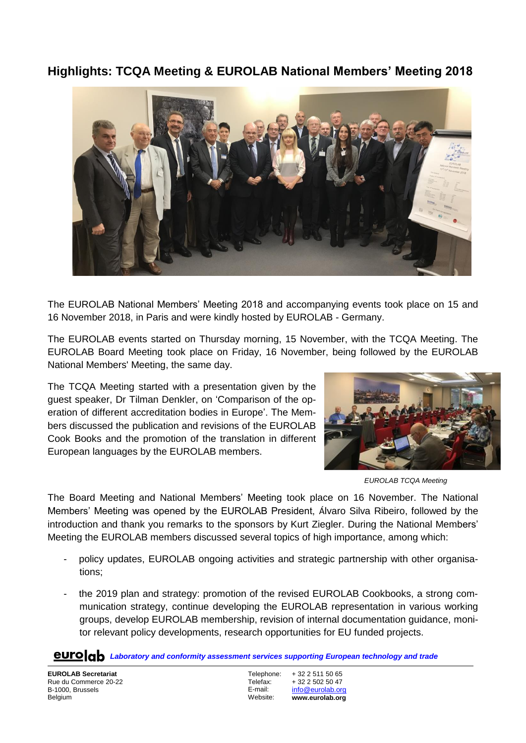## Highlights: TCQA Meeting & EUROLAB National Members' Meeting 2018

The EUROLAB National Members' Meeting 2018 and accompanying events took place on 15 and 16 November 2018, in Paris and were kindly hosted by EUROLAB - Germany.

The EUROLAB events started on Thursday morning, 15 November, with the TCQA Meeting. The EUROLAB Board Meeting took place on Friday, 16 November, being followed by the EUROLAB National Members' Meeting, the same day.

The TCQA Meeting started with a presentation given by the guest speaker, Dr Tilman Denkler, on 'Comparison of the operation of different accreditation bodies in Europe'. The Members discussed the publication and revisions of the EUROLAB Cook Books and the promotion of the translation in different European languages by the EUROLAB members.

*EUROLAB TCQA Meeting*

The Board Meeting and National Members' Meeting took place on 16 November. The National Members' Meeting was opened by the EUROLAB President, Álvaro Silva Ribeiro, followed by the introduction and thank you remarks to the sponsors by Kurt Ziegler. During the National Members' Meeting the EUROLAB members discussed several topics of high importance, among which:

- policy updates, EUROLAB ongoing activities and strategic partnership with other organisations;
- the 2019 plan and strategy: promotion of the revised EUROLAB Cookbooks, a strong communication strategy, continue developing the EUROLAB representation in various working groups, develop EUROLAB membership, revision of internal documentation guidance, monitor relevant policy developments, research opportunities for EU funded projects.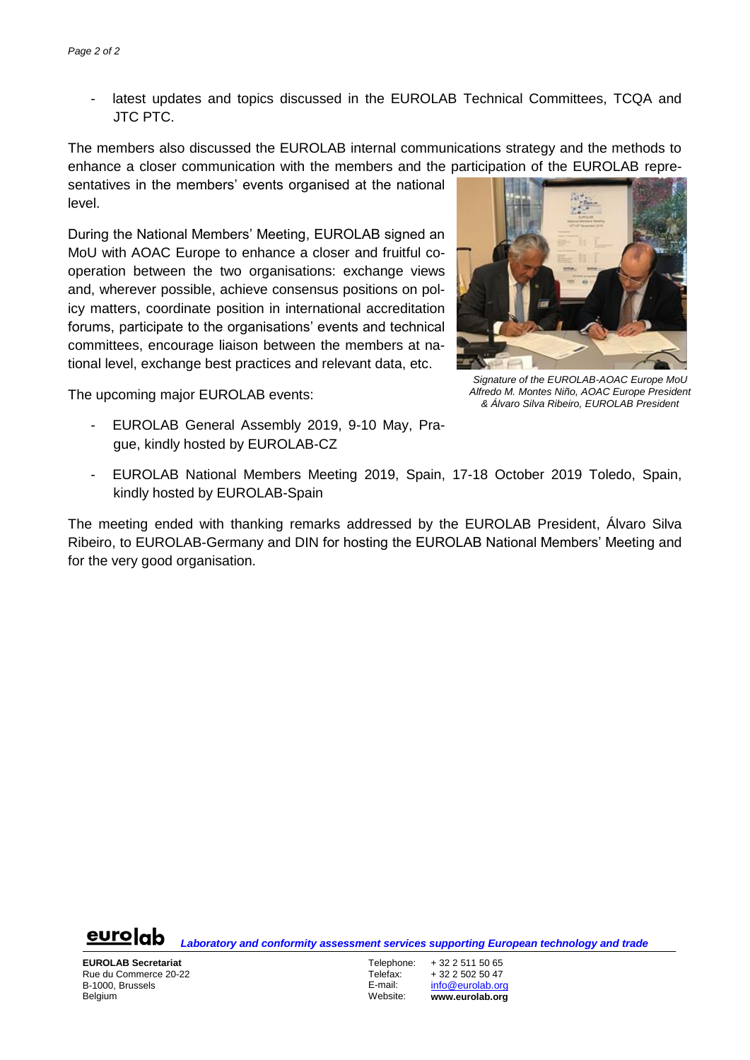- latest updates and topics discussed in the EUROLAB Technical Committees, TCQA and JTC PTC.

The members also discussed the EUROLAB internal communications strategy and the methods to enhance a closer communication with the members and the participation of the EUROLAB representatives in the members' events organised at the national level.

During the National Members' Meeting, EUROLAB signed an MoU with AOAC Europe to enhance a closer and fruitful co-operation between the two organisations: exchange views and, wherever possible, achieve consensus positions on policy matters, coordinate position in international accreditation forums, participate to the organisations' events and technical committees, encourage liaison between the members at national level, exchange best practices and relevant data, etc.

*Signature of the EUROLAB-AOAC Europe MoU*
*Alfredo M. Montes Niño, AOAC Europe President & Álvaro Silva Ribeiro, EUROLAB President*

The upcoming major EUROLAB events:

- EUROLAB General Assembly 2019, 9-10 May, Prague, kindly hosted by EUROLAB-CZ
- EUROLAB National Members Meeting 2019, Spain, 17-18 October 2019 Toledo, Spain, kindly hosted by EUROLAB-Spain

The meeting ended with thanking remarks addressed by the EUROLAB President, Álvaro Silva Ribeiro, to EUROLAB-Germany and DIN for hosting the EUROLAB National Members' Meeting and for the very good organisation.

eurolab ***Laboratory and conformity assessment services supporting European technology and trade***

**EUROLAB Secretariat**
Rue du Commerce 20-22
B-1000, Brussels
Belgium

Telephone: + 32 2 511 50 65
Telefax: + 32 2 502 50 47
E-mail: info@eurolab.org
Website: **www.eurolab.org**